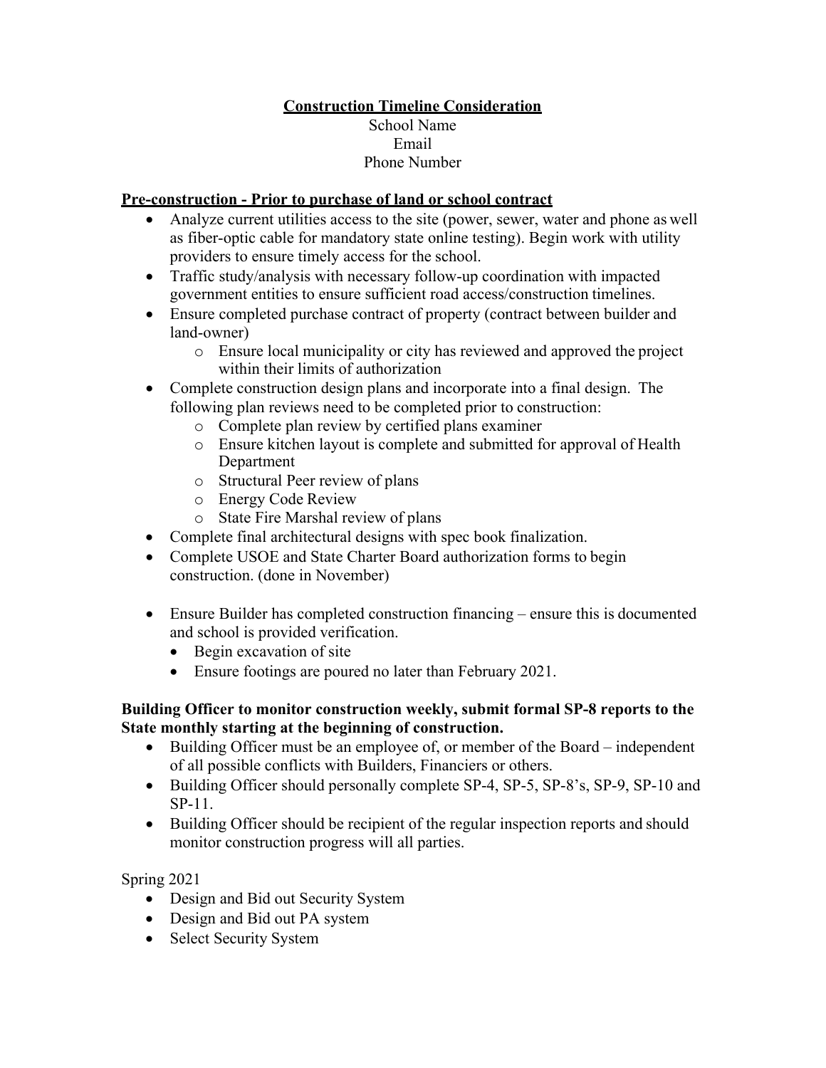# Construction Timeline Consideration

School Name
Email
Phone Number

## Pre-construction - Prior to purchase of land or school contract

- Analyze current utilities access to the site (power, sewer, water and phone as well as fiber-optic cable for mandatory state online testing). Begin work with utility providers to ensure timely access for the school.
- Traffic study/analysis with necessary follow-up coordination with impacted government entities to ensure sufficient road access/construction timelines.
- Ensure completed purchase contract of property (contract between builder and land-owner)
    - Ensure local municipality or city has reviewed and approved the project within their limits of authorization
- Complete construction design plans and incorporate into a final design. The following plan reviews need to be completed prior to construction:
    - Complete plan review by certified plans examiner
    - Ensure kitchen layout is complete and submitted for approval of Health Department
    - Structural Peer review of plans
    - Energy Code Review
    - State Fire Marshal review of plans
- Complete final architectural designs with spec book finalization.
- Complete USOE and State Charter Board authorization forms to begin construction. (done in November)

- Ensure Builder has completed construction financing – ensure this is documented and school is provided verification.
    - Begin excavation of site
    - Ensure footings are poured no later than February 2021.

**Building Officer to monitor construction weekly, submit formal SP-8 reports to the State monthly starting at the beginning of construction.**

- Building Officer must be an employee of, or member of the Board – independent of all possible conflicts with Builders, Financiers or others.
- Building Officer should personally complete SP-4, SP-5, SP-8's, SP-9, SP-10 and SP-11.
- Building Officer should be recipient of the regular inspection reports and should monitor construction progress will all parties.

Spring 2021

- Design and Bid out Security System
- Design and Bid out PA system
- Select Security System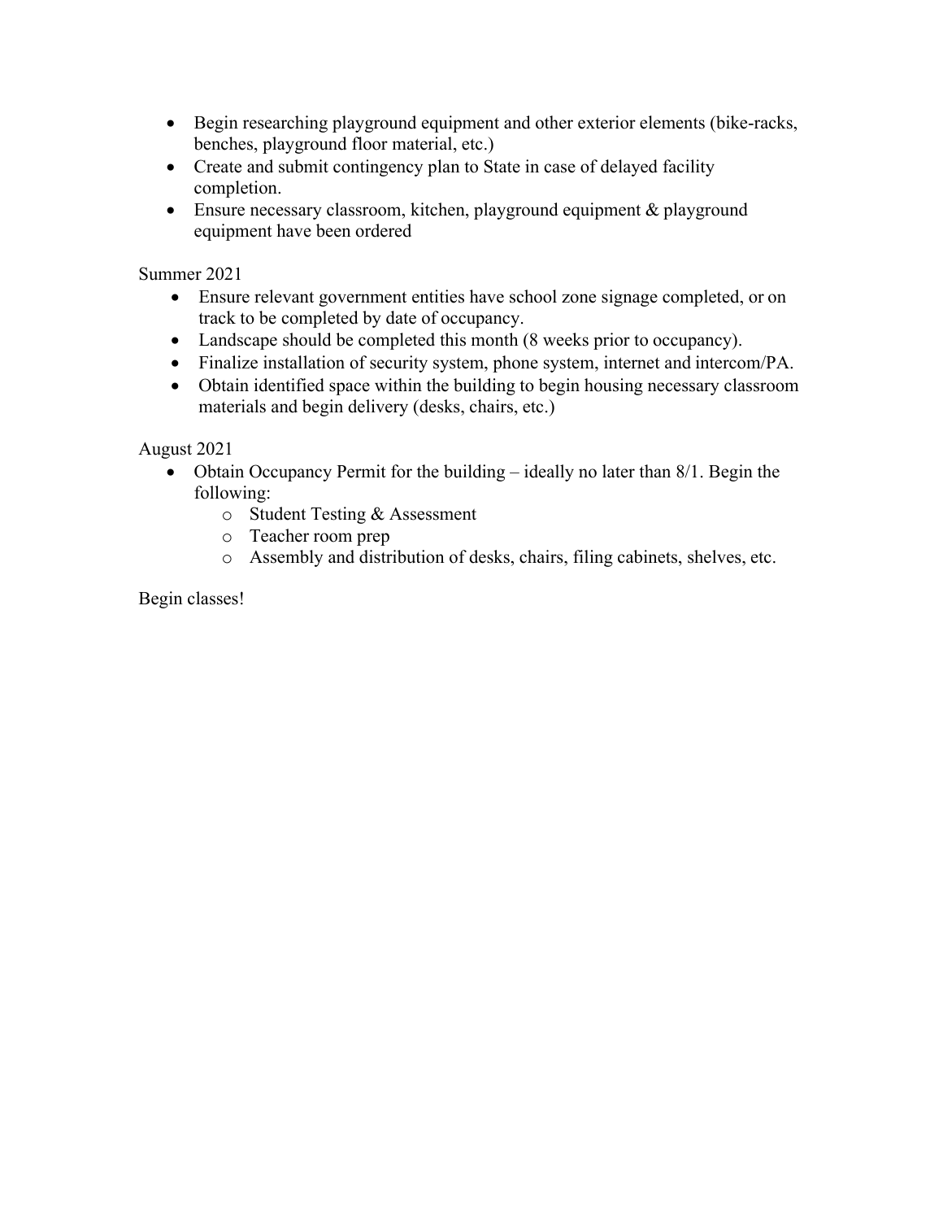- Begin researching playground equipment and other exterior elements (bike-racks, benches, playground floor material, etc.)
- Create and submit contingency plan to State in case of delayed facility completion.
- Ensure necessary classroom, kitchen, playground equipment & playground equipment have been ordered

Summer 2021

- Ensure relevant government entities have school zone signage completed, or on track to be completed by date of occupancy.
- Landscape should be completed this month (8 weeks prior to occupancy).
- Finalize installation of security system, phone system, internet and intercom/PA.
- Obtain identified space within the building to begin housing necessary classroom materials and begin delivery (desks, chairs, etc.)

August 2021

- Obtain Occupancy Permit for the building – ideally no later than 8/1. Begin the following:
  - Student Testing & Assessment
  - Teacher room prep
  - Assembly and distribution of desks, chairs, filing cabinets, shelves, etc.

Begin classes!